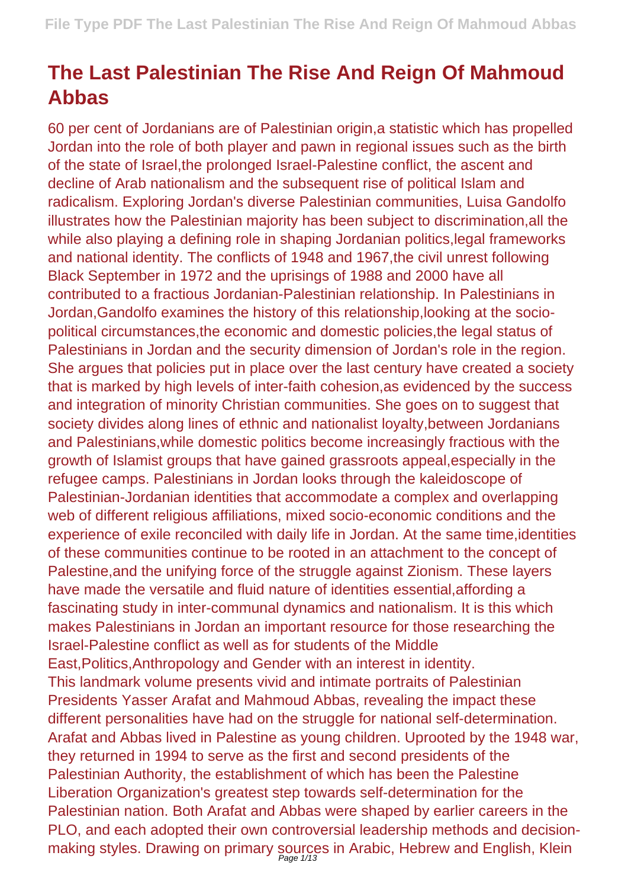# The Last Palestinian The Rise And Reign Of Mahmoud Abbas

60 per cent of Jordanians are of Palestinian origin,a statistic which has propelled Jordan into the role of both player and pawn in regional issues such as the birth of the state of Israel,the prolonged Israel-Palestine conflict, the ascent and decline of Arab nationalism and the subsequent rise of political Islam and radicalism. Exploring Jordan's diverse Palestinian communities, Luisa Gandolfo illustrates how the Palestinian majority has been subject to discrimination,all the while also playing a defining role in shaping Jordanian politics,legal frameworks and national identity. The conflicts of 1948 and 1967,the civil unrest following Black September in 1972 and the uprisings of 1988 and 2000 have all contributed to a fractious Jordanian-Palestinian relationship. In Palestinians in Jordan,Gandolfo examines the history of this relationship,looking at the socio-political circumstances,the economic and domestic policies,the legal status of Palestinians in Jordan and the security dimension of Jordan's role in the region. She argues that policies put in place over the last century have created a society that is marked by high levels of inter-faith cohesion,as evidenced by the success and integration of minority Christian communities. She goes on to suggest that society divides along lines of ethnic and nationalist loyalty,between Jordanians and Palestinians,while domestic politics become increasingly fractious with the growth of Islamist groups that have gained grassroots appeal,especially in the refugee camps. Palestinians in Jordan looks through the kaleidoscope of Palestinian-Jordanian identities that accommodate a complex and overlapping web of different religious affiliations, mixed socio-economic conditions and the experience of exile reconciled with daily life in Jordan. At the same time,identities of these communities continue to be rooted in an attachment to the concept of Palestine,and the unifying force of the struggle against Zionism. These layers have made the versatile and fluid nature of identities essential,affording a fascinating study in inter-communal dynamics and nationalism. It is this which makes Palestinians in Jordan an important resource for those researching the Israel-Palestine conflict as well as for students of the Middle East,Politics,Anthropology and Gender with an interest in identity.

This landmark volume presents vivid and intimate portraits of Palestinian Presidents Yasser Arafat and Mahmoud Abbas, revealing the impact these different personalities have had on the struggle for national self-determination. Arafat and Abbas lived in Palestine as young children. Uprooted by the 1948 war, they returned in 1994 to serve as the first and second presidents of the Palestinian Authority, the establishment of which has been the Palestine Liberation Organization's greatest step towards self-determination for the Palestinian nation. Both Arafat and Abbas were shaped by earlier careers in the PLO, and each adopted their own controversial leadership methods and decision-making styles. Drawing on primary sources in Arabic, Hebrew and English, Klein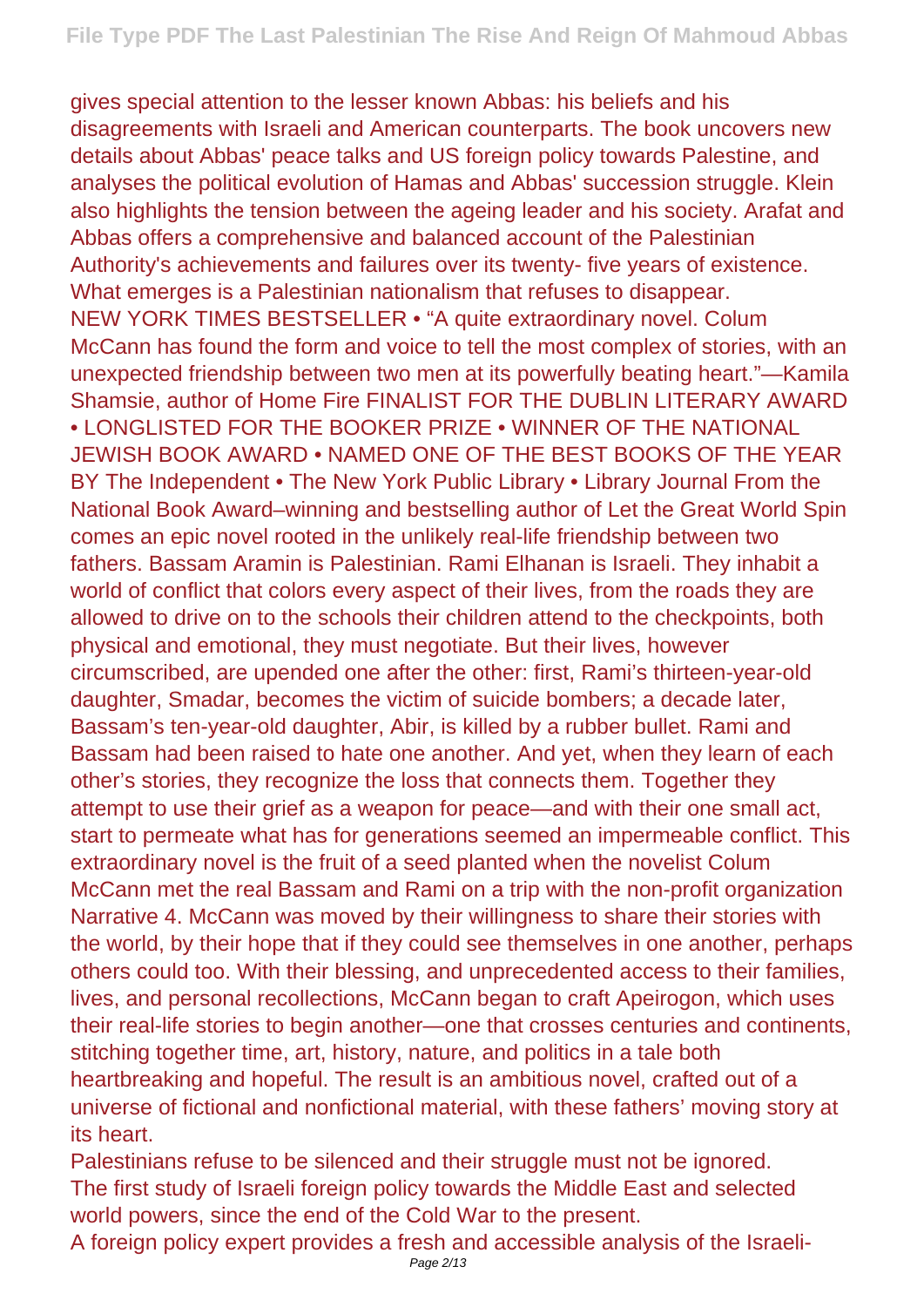gives special attention to the lesser known Abbas: his beliefs and his disagreements with Israeli and American counterparts. The book uncovers new details about Abbas' peace talks and US foreign policy towards Palestine, and analyses the political evolution of Hamas and Abbas' succession struggle. Klein also highlights the tension between the ageing leader and his society. Arafat and Abbas offers a comprehensive and balanced account of the Palestinian Authority's achievements and failures over its twenty- five years of existence. What emerges is a Palestinian nationalism that refuses to disappear.

NEW YORK TIMES BESTSELLER • "A quite extraordinary novel. Colum McCann has found the form and voice to tell the most complex of stories, with an unexpected friendship between two men at its powerfully beating heart."—Kamila Shamsie, author of Home Fire FINALIST FOR THE DUBLIN LITERARY AWARD • LONGLISTED FOR THE BOOKER PRIZE • WINNER OF THE NATIONAL JEWISH BOOK AWARD • NAMED ONE OF THE BEST BOOKS OF THE YEAR BY The Independent • The New York Public Library • Library Journal From the National Book Award–winning and bestselling author of Let the Great World Spin comes an epic novel rooted in the unlikely real-life friendship between two fathers. Bassam Aramin is Palestinian. Rami Elhanan is Israeli. They inhabit a world of conflict that colors every aspect of their lives, from the roads they are allowed to drive on to the schools their children attend to the checkpoints, both physical and emotional, they must negotiate. But their lives, however circumscribed, are upended one after the other: first, Rami's thirteen-year-old daughter, Smadar, becomes the victim of suicide bombers; a decade later, Bassam's ten-year-old daughter, Abir, is killed by a rubber bullet. Rami and Bassam had been raised to hate one another. And yet, when they learn of each other's stories, they recognize the loss that connects them. Together they attempt to use their grief as a weapon for peace—and with their one small act, start to permeate what has for generations seemed an impermeable conflict. This extraordinary novel is the fruit of a seed planted when the novelist Colum McCann met the real Bassam and Rami on a trip with the non-profit organization Narrative 4. McCann was moved by their willingness to share their stories with the world, by their hope that if they could see themselves in one another, perhaps others could too. With their blessing, and unprecedented access to their families, lives, and personal recollections, McCann began to craft Apeirogon, which uses their real-life stories to begin another—one that crosses centuries and continents, stitching together time, art, history, nature, and politics in a tale both heartbreaking and hopeful. The result is an ambitious novel, crafted out of a universe of fictional and nonfictional material, with these fathers' moving story at its heart.

Palestinians refuse to be silenced and their struggle must not be ignored.

The first study of Israeli foreign policy towards the Middle East and selected world powers, since the end of the Cold War to the present.

A foreign policy expert provides a fresh and accessible analysis of the Israeli-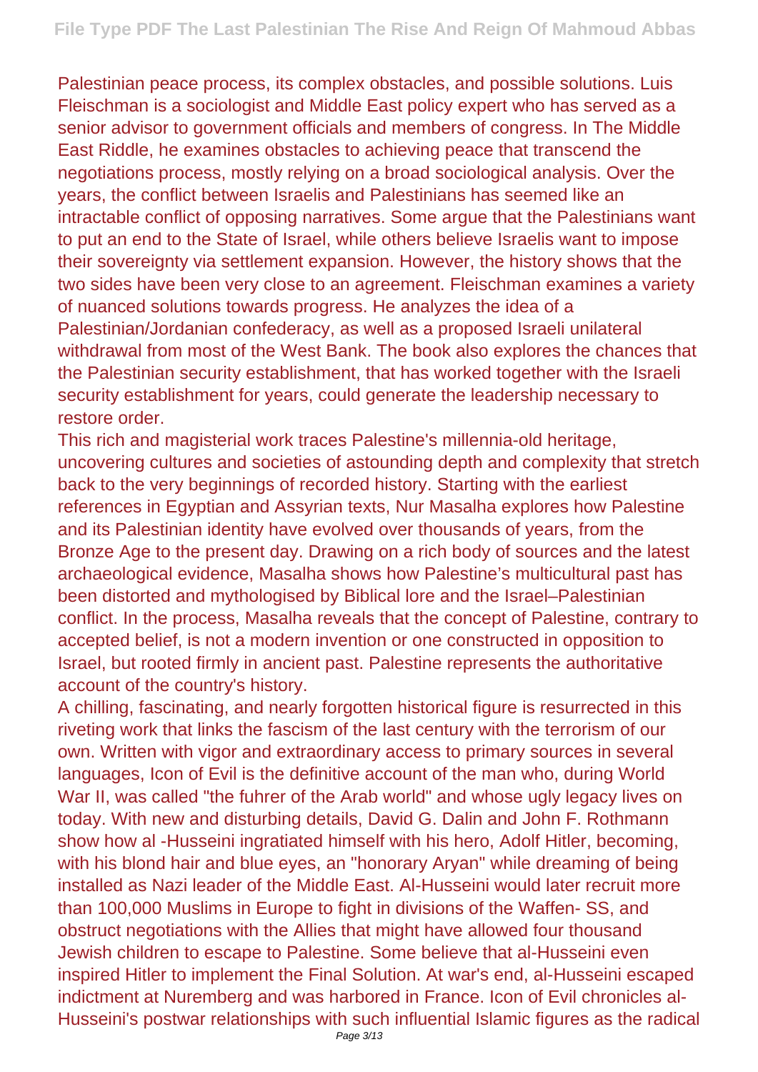Palestinian peace process, its complex obstacles, and possible solutions. Luis Fleischman is a sociologist and Middle East policy expert who has served as a senior advisor to government officials and members of congress. In The Middle East Riddle, he examines obstacles to achieving peace that transcend the negotiations process, mostly relying on a broad sociological analysis. Over the years, the conflict between Israelis and Palestinians has seemed like an intractable conflict of opposing narratives. Some argue that the Palestinians want to put an end to the State of Israel, while others believe Israelis want to impose their sovereignty via settlement expansion. However, the history shows that the two sides have been very close to an agreement. Fleischman examines a variety of nuanced solutions towards progress. He analyzes the idea of a Palestinian/Jordanian confederacy, as well as a proposed Israeli unilateral withdrawal from most of the West Bank. The book also explores the chances that the Palestinian security establishment, that has worked together with the Israeli security establishment for years, could generate the leadership necessary to restore order.

This rich and magisterial work traces Palestine's millennia-old heritage, uncovering cultures and societies of astounding depth and complexity that stretch back to the very beginnings of recorded history. Starting with the earliest references in Egyptian and Assyrian texts, Nur Masalha explores how Palestine and its Palestinian identity have evolved over thousands of years, from the Bronze Age to the present day. Drawing on a rich body of sources and the latest archaeological evidence, Masalha shows how Palestine's multicultural past has been distorted and mythologised by Biblical lore and the Israel–Palestinian conflict. In the process, Masalha reveals that the concept of Palestine, contrary to accepted belief, is not a modern invention or one constructed in opposition to Israel, but rooted firmly in ancient past. Palestine represents the authoritative account of the country's history.

A chilling, fascinating, and nearly forgotten historical figure is resurrected in this riveting work that links the fascism of the last century with the terrorism of our own. Written with vigor and extraordinary access to primary sources in several languages, Icon of Evil is the definitive account of the man who, during World War II, was called "the fuhrer of the Arab world" and whose ugly legacy lives on today. With new and disturbing details, David G. Dalin and John F. Rothmann show how al -Husseini ingratiated himself with his hero, Adolf Hitler, becoming, with his blond hair and blue eyes, an "honorary Aryan" while dreaming of being installed as Nazi leader of the Middle East. Al-Husseini would later recruit more than 100,000 Muslims in Europe to fight in divisions of the Waffen- SS, and obstruct negotiations with the Allies that might have allowed four thousand Jewish children to escape to Palestine. Some believe that al-Husseini even inspired Hitler to implement the Final Solution. At war's end, al-Husseini escaped indictment at Nuremberg and was harbored in France. Icon of Evil chronicles al-Husseini's postwar relationships with such influential Islamic figures as the radical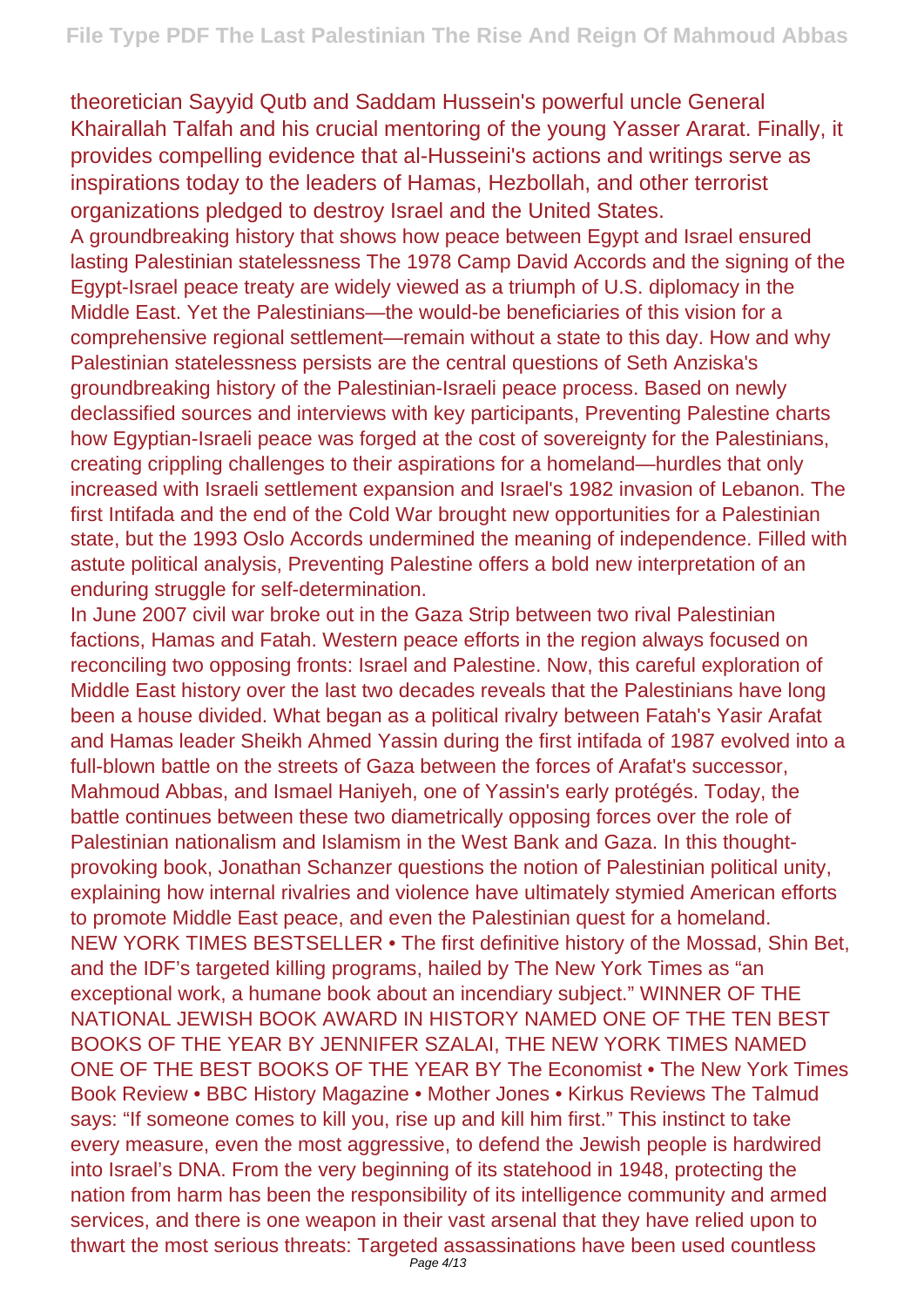theoretician Sayyid Qutb and Saddam Hussein's powerful uncle General Khairallah Talfah and his crucial mentoring of the young Yasser Ararat. Finally, it provides compelling evidence that al-Husseini's actions and writings serve as inspirations today to the leaders of Hamas, Hezbollah, and other terrorist organizations pledged to destroy Israel and the United States.

A groundbreaking history that shows how peace between Egypt and Israel ensured lasting Palestinian statelessness The 1978 Camp David Accords and the signing of the Egypt-Israel peace treaty are widely viewed as a triumph of U.S. diplomacy in the Middle East. Yet the Palestinians—the would-be beneficiaries of this vision for a comprehensive regional settlement—remain without a state to this day. How and why Palestinian statelessness persists are the central questions of Seth Anziska's groundbreaking history of the Palestinian-Israeli peace process. Based on newly declassified sources and interviews with key participants, Preventing Palestine charts how Egyptian-Israeli peace was forged at the cost of sovereignty for the Palestinians, creating crippling challenges to their aspirations for a homeland—hurdles that only increased with Israeli settlement expansion and Israel's 1982 invasion of Lebanon. The first Intifada and the end of the Cold War brought new opportunities for a Palestinian state, but the 1993 Oslo Accords undermined the meaning of independence. Filled with astute political analysis, Preventing Palestine offers a bold new interpretation of an enduring struggle for self-determination.

In June 2007 civil war broke out in the Gaza Strip between two rival Palestinian factions, Hamas and Fatah. Western peace efforts in the region always focused on reconciling two opposing fronts: Israel and Palestine. Now, this careful exploration of Middle East history over the last two decades reveals that the Palestinians have long been a house divided. What began as a political rivalry between Fatah's Yasir Arafat and Hamas leader Sheikh Ahmed Yassin during the first intifada of 1987 evolved into a full-blown battle on the streets of Gaza between the forces of Arafat's successor, Mahmoud Abbas, and Ismael Haniyeh, one of Yassin's early protégés. Today, the battle continues between these two diametrically opposing forces over the role of Palestinian nationalism and Islamism in the West Bank and Gaza. In this thought-provoking book, Jonathan Schanzer questions the notion of Palestinian political unity, explaining how internal rivalries and violence have ultimately stymied American efforts to promote Middle East peace, and even the Palestinian quest for a homeland.

NEW YORK TIMES BESTSELLER • The first definitive history of the Mossad, Shin Bet, and the IDF's targeted killing programs, hailed by The New York Times as "an exceptional work, a humane book about an incendiary subject." WINNER OF THE NATIONAL JEWISH BOOK AWARD IN HISTORY NAMED ONE OF THE TEN BEST BOOKS OF THE YEAR BY JENNIFER SZALAI, THE NEW YORK TIMES NAMED ONE OF THE BEST BOOKS OF THE YEAR BY The Economist • The New York Times Book Review • BBC History Magazine • Mother Jones • Kirkus Reviews The Talmud says: "If someone comes to kill you, rise up and kill him first." This instinct to take every measure, even the most aggressive, to defend the Jewish people is hardwired into Israel's DNA. From the very beginning of its statehood in 1948, protecting the nation from harm has been the responsibility of its intelligence community and armed services, and there is one weapon in their vast arsenal that they have relied upon to thwart the most serious threats: Targeted assassinations have been used countless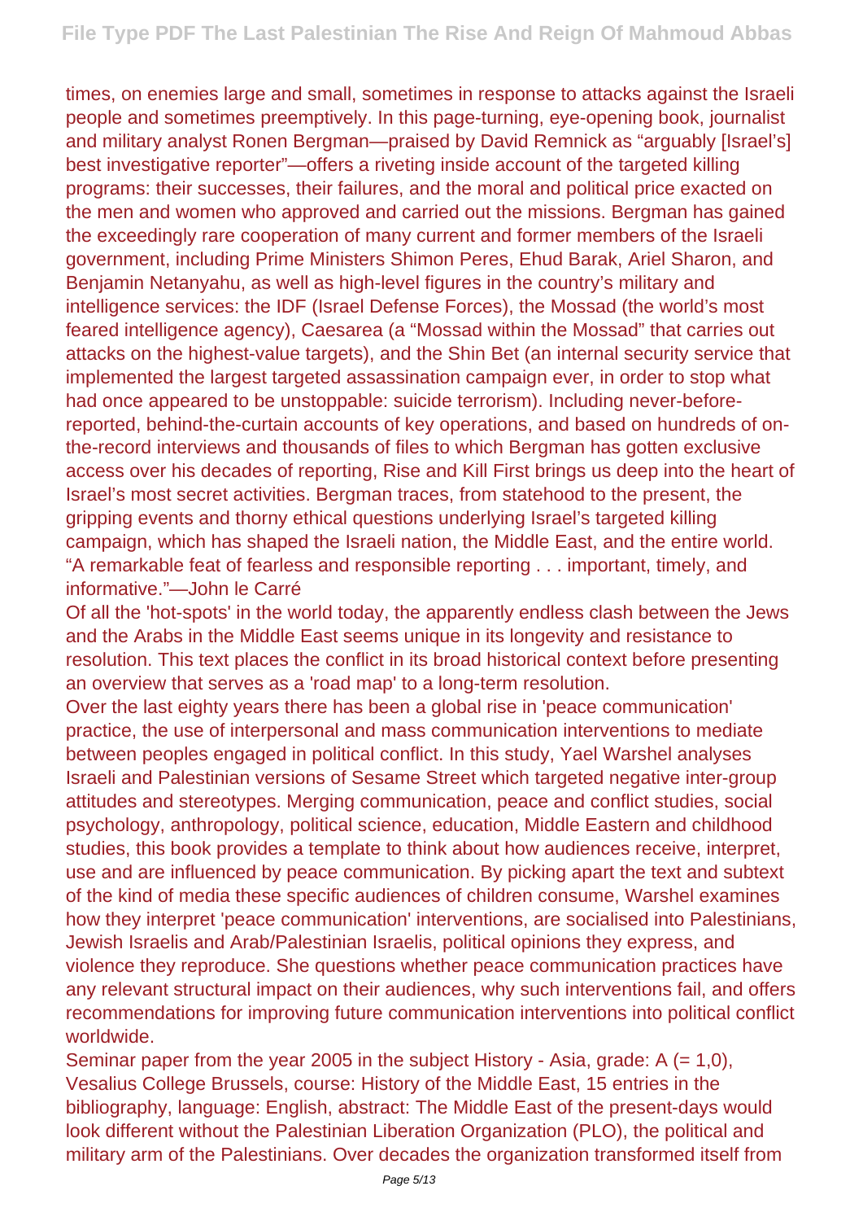times, on enemies large and small, sometimes in response to attacks against the Israeli people and sometimes preemptively. In this page-turning, eye-opening book, journalist and military analyst Ronen Bergman—praised by David Remnick as "arguably [Israel's] best investigative reporter"—offers a riveting inside account of the targeted killing programs: their successes, their failures, and the moral and political price exacted on the men and women who approved and carried out the missions. Bergman has gained the exceedingly rare cooperation of many current and former members of the Israeli government, including Prime Ministers Shimon Peres, Ehud Barak, Ariel Sharon, and Benjamin Netanyahu, as well as high-level figures in the country's military and intelligence services: the IDF (Israel Defense Forces), the Mossad (the world's most feared intelligence agency), Caesarea (a "Mossad within the Mossad" that carries out attacks on the highest-value targets), and the Shin Bet (an internal security service that implemented the largest targeted assassination campaign ever, in order to stop what had once appeared to be unstoppable: suicide terrorism). Including never-before-reported, behind-the-curtain accounts of key operations, and based on hundreds of on-the-record interviews and thousands of files to which Bergman has gotten exclusive access over his decades of reporting, Rise and Kill First brings us deep into the heart of Israel's most secret activities. Bergman traces, from statehood to the present, the gripping events and thorny ethical questions underlying Israel's targeted killing campaign, which has shaped the Israeli nation, the Middle East, and the entire world. "A remarkable feat of fearless and responsible reporting . . . important, timely, and informative."—John le Carré

Of all the 'hot-spots' in the world today, the apparently endless clash between the Jews and the Arabs in the Middle East seems unique in its longevity and resistance to resolution. This text places the conflict in its broad historical context before presenting an overview that serves as a 'road map' to a long-term resolution.

Over the last eighty years there has been a global rise in 'peace communication' practice, the use of interpersonal and mass communication interventions to mediate between peoples engaged in political conflict. In this study, Yael Warshel analyses Israeli and Palestinian versions of Sesame Street which targeted negative inter-group attitudes and stereotypes. Merging communication, peace and conflict studies, social psychology, anthropology, political science, education, Middle Eastern and childhood studies, this book provides a template to think about how audiences receive, interpret, use and are influenced by peace communication. By picking apart the text and subtext of the kind of media these specific audiences of children consume, Warshel examines how they interpret 'peace communication' interventions, are socialised into Palestinians, Jewish Israelis and Arab/Palestinian Israelis, political opinions they express, and violence they reproduce. She questions whether peace communication practices have any relevant structural impact on their audiences, why such interventions fail, and offers recommendations for improving future communication interventions into political conflict worldwide.

Seminar paper from the year 2005 in the subject History - Asia, grade: A (= 1,0), Vesalius College Brussels, course: History of the Middle East, 15 entries in the bibliography, language: English, abstract: The Middle East of the present-days would look different without the Palestinian Liberation Organization (PLO), the political and military arm of the Palestinians. Over decades the organization transformed itself from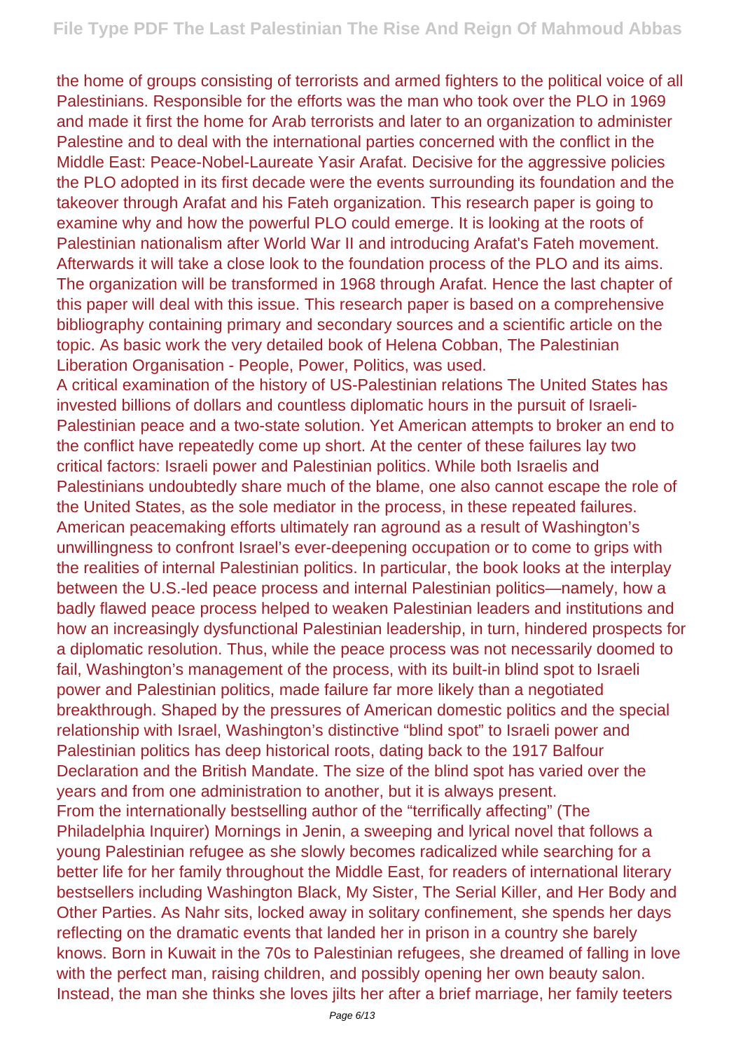the home of groups consisting of terrorists and armed fighters to the political voice of all Palestinians. Responsible for the efforts was the man who took over the PLO in 1969 and made it first the home for Arab terrorists and later to an organization to administer Palestine and to deal with the international parties concerned with the conflict in the Middle East: Peace-Nobel-Laureate Yasir Arafat. Decisive for the aggressive policies the PLO adopted in its first decade were the events surrounding its foundation and the takeover through Arafat and his Fateh organization. This research paper is going to examine why and how the powerful PLO could emerge. It is looking at the roots of Palestinian nationalism after World War II and introducing Arafat's Fateh movement. Afterwards it will take a close look to the foundation process of the PLO and its aims. The organization will be transformed in 1968 through Arafat. Hence the last chapter of this paper will deal with this issue. This research paper is based on a comprehensive bibliography containing primary and secondary sources and a scientific article on the topic. As basic work the very detailed book of Helena Cobban, The Palestinian Liberation Organisation - People, Power, Politics, was used.

A critical examination of the history of US-Palestinian relations The United States has invested billions of dollars and countless diplomatic hours in the pursuit of Israeli-Palestinian peace and a two-state solution. Yet American attempts to broker an end to the conflict have repeatedly come up short. At the center of these failures lay two critical factors: Israeli power and Palestinian politics. While both Israelis and Palestinians undoubtedly share much of the blame, one also cannot escape the role of the United States, as the sole mediator in the process, in these repeated failures. American peacemaking efforts ultimately ran aground as a result of Washington's unwillingness to confront Israel's ever-deepening occupation or to come to grips with the realities of internal Palestinian politics. In particular, the book looks at the interplay between the U.S.-led peace process and internal Palestinian politics—namely, how a badly flawed peace process helped to weaken Palestinian leaders and institutions and how an increasingly dysfunctional Palestinian leadership, in turn, hindered prospects for a diplomatic resolution. Thus, while the peace process was not necessarily doomed to fail, Washington's management of the process, with its built-in blind spot to Israeli power and Palestinian politics, made failure far more likely than a negotiated breakthrough. Shaped by the pressures of American domestic politics and the special relationship with Israel, Washington's distinctive "blind spot" to Israeli power and Palestinian politics has deep historical roots, dating back to the 1917 Balfour Declaration and the British Mandate. The size of the blind spot has varied over the years and from one administration to another, but it is always present.

From the internationally bestselling author of the "terrifically affecting" (The Philadelphia Inquirer) Mornings in Jenin, a sweeping and lyrical novel that follows a young Palestinian refugee as she slowly becomes radicalized while searching for a better life for her family throughout the Middle East, for readers of international literary bestsellers including Washington Black, My Sister, The Serial Killer, and Her Body and Other Parties. As Nahr sits, locked away in solitary confinement, she spends her days reflecting on the dramatic events that landed her in prison in a country she barely knows. Born in Kuwait in the 70s to Palestinian refugees, she dreamed of falling in love with the perfect man, raising children, and possibly opening her own beauty salon. Instead, the man she thinks she loves jilts her after a brief marriage, her family teeters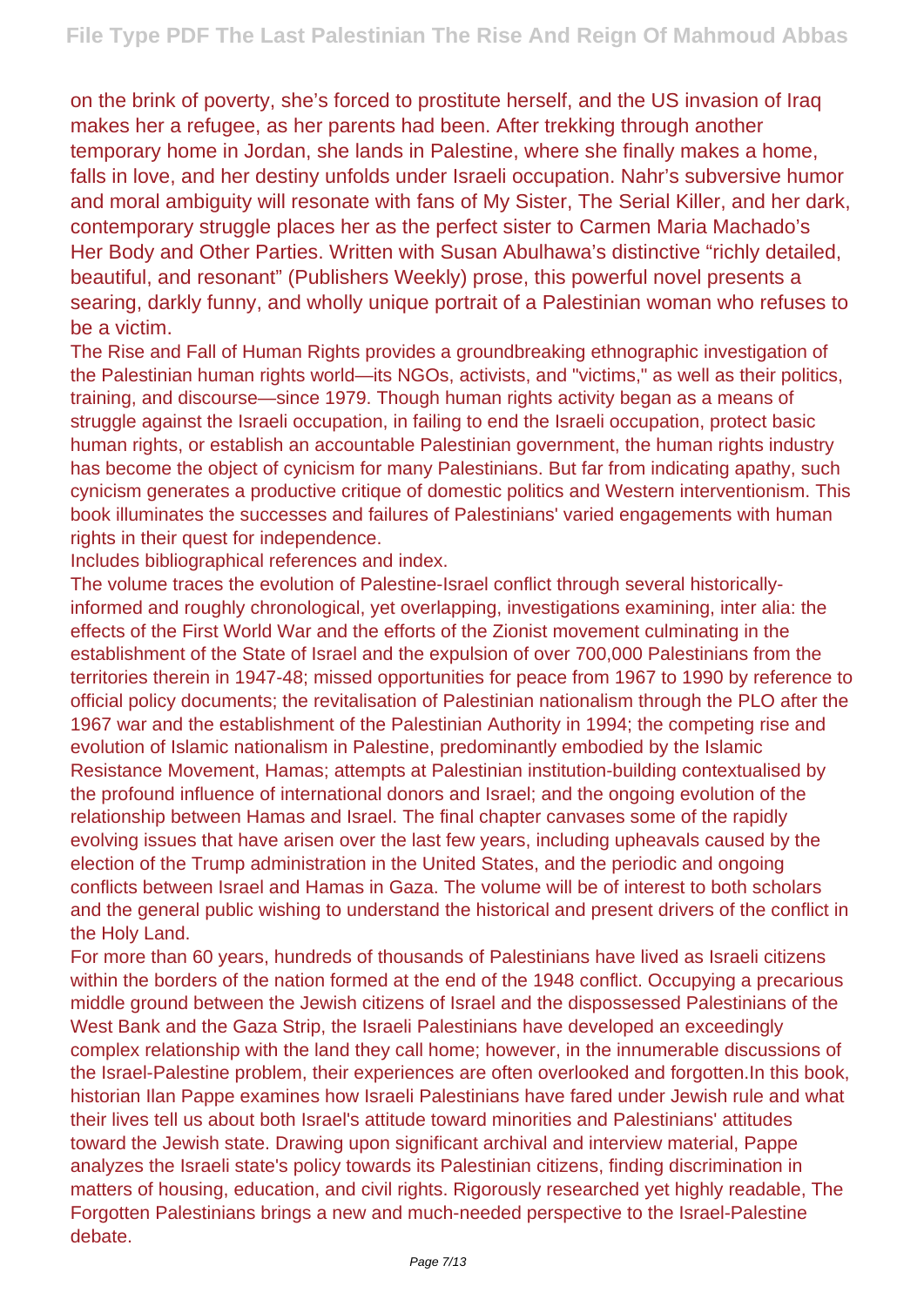on the brink of poverty, she's forced to prostitute herself, and the US invasion of Iraq makes her a refugee, as her parents had been. After trekking through another temporary home in Jordan, she lands in Palestine, where she finally makes a home, falls in love, and her destiny unfolds under Israeli occupation. Nahr's subversive humor and moral ambiguity will resonate with fans of My Sister, The Serial Killer, and her dark, contemporary struggle places her as the perfect sister to Carmen Maria Machado's Her Body and Other Parties. Written with Susan Abulhawa's distinctive "richly detailed, beautiful, and resonant" (Publishers Weekly) prose, this powerful novel presents a searing, darkly funny, and wholly unique portrait of a Palestinian woman who refuses to be a victim.

The Rise and Fall of Human Rights provides a groundbreaking ethnographic investigation of the Palestinian human rights world—its NGOs, activists, and "victims," as well as their politics, training, and discourse—since 1979. Though human rights activity began as a means of struggle against the Israeli occupation, in failing to end the Israeli occupation, protect basic human rights, or establish an accountable Palestinian government, the human rights industry has become the object of cynicism for many Palestinians. But far from indicating apathy, such cynicism generates a productive critique of domestic politics and Western interventionism. This book illuminates the successes and failures of Palestinians' varied engagements with human rights in their quest for independence.

Includes bibliographical references and index.

The volume traces the evolution of Palestine-Israel conflict through several historically-informed and roughly chronological, yet overlapping, investigations examining, inter alia: the effects of the First World War and the efforts of the Zionist movement culminating in the establishment of the State of Israel and the expulsion of over 700,000 Palestinians from the territories therein in 1947-48; missed opportunities for peace from 1967 to 1990 by reference to official policy documents; the revitalisation of Palestinian nationalism through the PLO after the 1967 war and the establishment of the Palestinian Authority in 1994; the competing rise and evolution of Islamic nationalism in Palestine, predominantly embodied by the Islamic Resistance Movement, Hamas; attempts at Palestinian institution-building contextualised by the profound influence of international donors and Israel; and the ongoing evolution of the relationship between Hamas and Israel. The final chapter canvases some of the rapidly evolving issues that have arisen over the last few years, including upheavals caused by the election of the Trump administration in the United States, and the periodic and ongoing conflicts between Israel and Hamas in Gaza. The volume will be of interest to both scholars and the general public wishing to understand the historical and present drivers of the conflict in the Holy Land.

For more than 60 years, hundreds of thousands of Palestinians have lived as Israeli citizens within the borders of the nation formed at the end of the 1948 conflict. Occupying a precarious middle ground between the Jewish citizens of Israel and the dispossessed Palestinians of the West Bank and the Gaza Strip, the Israeli Palestinians have developed an exceedingly complex relationship with the land they call home; however, in the innumerable discussions of the Israel-Palestine problem, their experiences are often overlooked and forgotten.In this book, historian Ilan Pappe examines how Israeli Palestinians have fared under Jewish rule and what their lives tell us about both Israel's attitude toward minorities and Palestinians' attitudes toward the Jewish state. Drawing upon significant archival and interview material, Pappe analyzes the Israeli state's policy towards its Palestinian citizens, finding discrimination in matters of housing, education, and civil rights. Rigorously researched yet highly readable, The Forgotten Palestinians brings a new and much-needed perspective to the Israel-Palestine debate.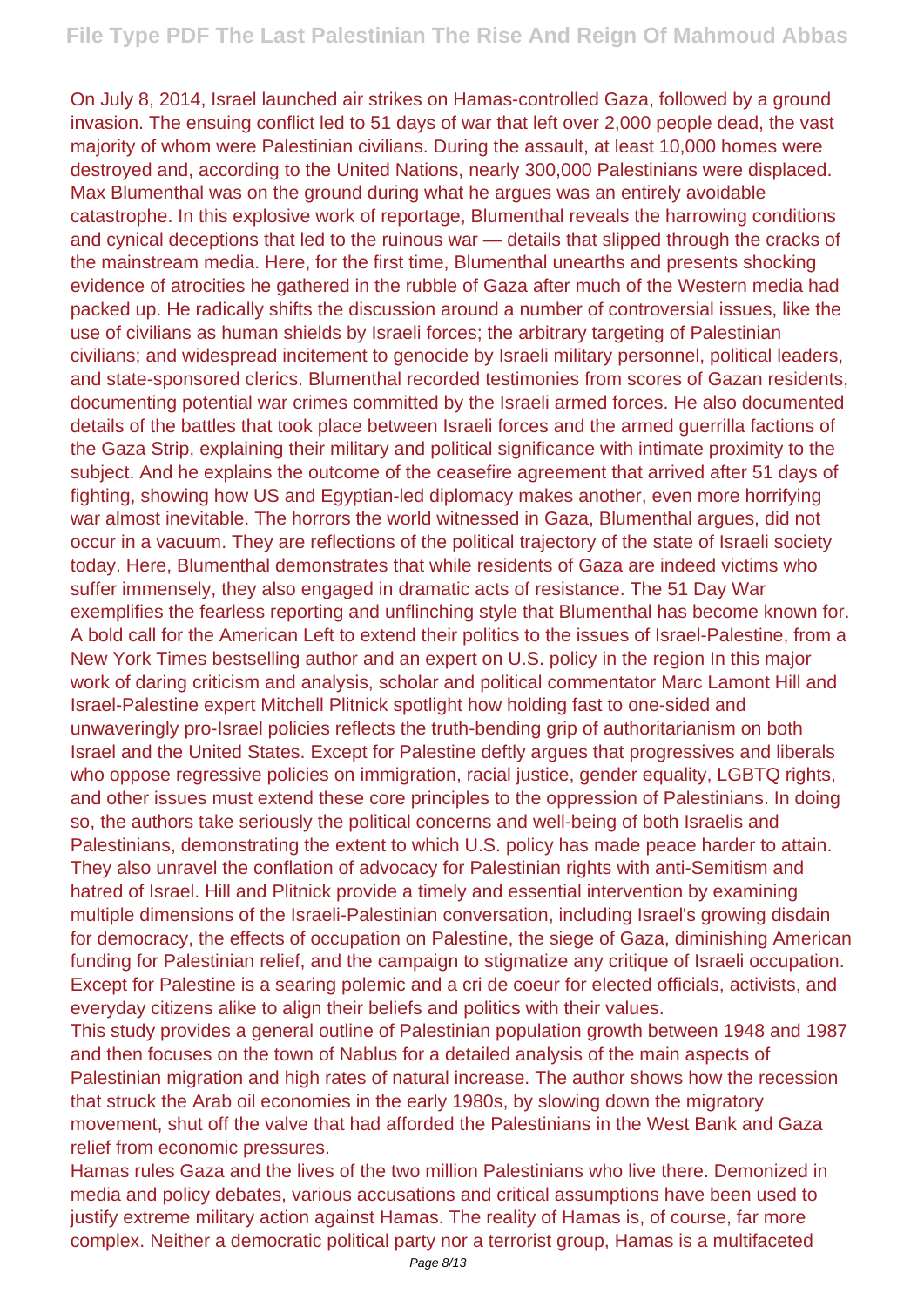On July 8, 2014, Israel launched air strikes on Hamas-controlled Gaza, followed by a ground invasion. The ensuing conflict led to 51 days of war that left over 2,000 people dead, the vast majority of whom were Palestinian civilians. During the assault, at least 10,000 homes were destroyed and, according to the United Nations, nearly 300,000 Palestinians were displaced. Max Blumenthal was on the ground during what he argues was an entirely avoidable catastrophe. In this explosive work of reportage, Blumenthal reveals the harrowing conditions and cynical deceptions that led to the ruinous war — details that slipped through the cracks of the mainstream media. Here, for the first time, Blumenthal unearths and presents shocking evidence of atrocities he gathered in the rubble of Gaza after much of the Western media had packed up. He radically shifts the discussion around a number of controversial issues, like the use of civilians as human shields by Israeli forces; the arbitrary targeting of Palestinian civilians; and widespread incitement to genocide by Israeli military personnel, political leaders, and state-sponsored clerics. Blumenthal recorded testimonies from scores of Gazan residents, documenting potential war crimes committed by the Israeli armed forces. He also documented details of the battles that took place between Israeli forces and the armed guerrilla factions of the Gaza Strip, explaining their military and political significance with intimate proximity to the subject. And he explains the outcome of the ceasefire agreement that arrived after 51 days of fighting, showing how US and Egyptian-led diplomacy makes another, even more horrifying war almost inevitable. The horrors the world witnessed in Gaza, Blumenthal argues, did not occur in a vacuum. They are reflections of the political trajectory of the state of Israeli society today. Here, Blumenthal demonstrates that while residents of Gaza are indeed victims who suffer immensely, they also engaged in dramatic acts of resistance. The 51 Day War exemplifies the fearless reporting and unflinching style that Blumenthal has become known for. A bold call for the American Left to extend their politics to the issues of Israel-Palestine, from a New York Times bestselling author and an expert on U.S. policy in the region In this major work of daring criticism and analysis, scholar and political commentator Marc Lamont Hill and Israel-Palestine expert Mitchell Plitnick spotlight how holding fast to one-sided and unwaveringly pro-Israel policies reflects the truth-bending grip of authoritarianism on both Israel and the United States. Except for Palestine deftly argues that progressives and liberals who oppose regressive policies on immigration, racial justice, gender equality, LGBTQ rights, and other issues must extend these core principles to the oppression of Palestinians. In doing so, the authors take seriously the political concerns and well-being of both Israelis and Palestinians, demonstrating the extent to which U.S. policy has made peace harder to attain. They also unravel the conflation of advocacy for Palestinian rights with anti-Semitism and hatred of Israel. Hill and Plitnick provide a timely and essential intervention by examining multiple dimensions of the Israeli-Palestinian conversation, including Israel's growing disdain for democracy, the effects of occupation on Palestine, the siege of Gaza, diminishing American funding for Palestinian relief, and the campaign to stigmatize any critique of Israeli occupation. Except for Palestine is a searing polemic and a cri de coeur for elected officials, activists, and everyday citizens alike to align their beliefs and politics with their values.

This study provides a general outline of Palestinian population growth between 1948 and 1987 and then focuses on the town of Nablus for a detailed analysis of the main aspects of Palestinian migration and high rates of natural increase. The author shows how the recession that struck the Arab oil economies in the early 1980s, by slowing down the migratory movement, shut off the valve that had afforded the Palestinians in the West Bank and Gaza relief from economic pressures.

Hamas rules Gaza and the lives of the two million Palestinians who live there. Demonized in media and policy debates, various accusations and critical assumptions have been used to justify extreme military action against Hamas. The reality of Hamas is, of course, far more complex. Neither a democratic political party nor a terrorist group, Hamas is a multifaceted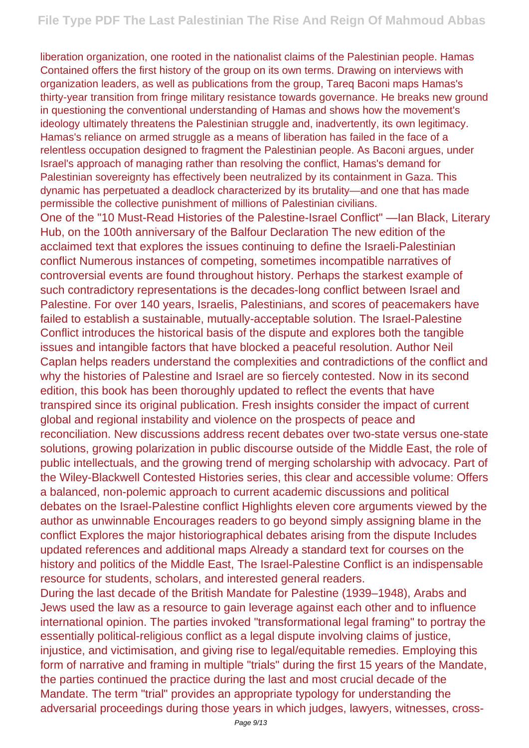liberation organization, one rooted in the nationalist claims of the Palestinian people. Hamas Contained offers the first history of the group on its own terms. Drawing on interviews with organization leaders, as well as publications from the group, Tareq Baconi maps Hamas's thirty-year transition from fringe military resistance towards governance. He breaks new ground in questioning the conventional understanding of Hamas and shows how the movement's ideology ultimately threatens the Palestinian struggle and, inadvertently, its own legitimacy. Hamas's reliance on armed struggle as a means of liberation has failed in the face of a relentless occupation designed to fragment the Palestinian people. As Baconi argues, under Israel's approach of managing rather than resolving the conflict, Hamas's demand for Palestinian sovereignty has effectively been neutralized by its containment in Gaza. This dynamic has perpetuated a deadlock characterized by its brutality—and one that has made permissible the collective punishment of millions of Palestinian civilians.

One of the "10 Must-Read Histories of the Palestine-Israel Conflict" —Ian Black, Literary Hub, on the 100th anniversary of the Balfour Declaration The new edition of the acclaimed text that explores the issues continuing to define the Israeli-Palestinian conflict Numerous instances of competing, sometimes incompatible narratives of controversial events are found throughout history. Perhaps the starkest example of such contradictory representations is the decades-long conflict between Israel and Palestine. For over 140 years, Israelis, Palestinians, and scores of peacemakers have failed to establish a sustainable, mutually-acceptable solution. The Israel-Palestine Conflict introduces the historical basis of the dispute and explores both the tangible issues and intangible factors that have blocked a peaceful resolution. Author Neil Caplan helps readers understand the complexities and contradictions of the conflict and why the histories of Palestine and Israel are so fiercely contested. Now in its second edition, this book has been thoroughly updated to reflect the events that have transpired since its original publication. Fresh insights consider the impact of current global and regional instability and violence on the prospects of peace and reconciliation. New discussions address recent debates over two-state versus one-state solutions, growing polarization in public discourse outside of the Middle East, the role of public intellectuals, and the growing trend of merging scholarship with advocacy. Part of the Wiley-Blackwell Contested Histories series, this clear and accessible volume: Offers a balanced, non-polemic approach to current academic discussions and political debates on the Israel-Palestine conflict Highlights eleven core arguments viewed by the author as unwinnable Encourages readers to go beyond simply assigning blame in the conflict Explores the major historiographical debates arising from the dispute Includes updated references and additional maps Already a standard text for courses on the history and politics of the Middle East, The Israel-Palestine Conflict is an indispensable resource for students, scholars, and interested general readers.

During the last decade of the British Mandate for Palestine (1939–1948), Arabs and Jews used the law as a resource to gain leverage against each other and to influence international opinion. The parties invoked "transformational legal framing" to portray the essentially political-religious conflict as a legal dispute involving claims of justice, injustice, and victimisation, and giving rise to legal/equitable remedies. Employing this form of narrative and framing in multiple "trials" during the first 15 years of the Mandate, the parties continued the practice during the last and most crucial decade of the Mandate. The term "trial" provides an appropriate typology for understanding the adversarial proceedings during those years in which judges, lawyers, witnesses, cross-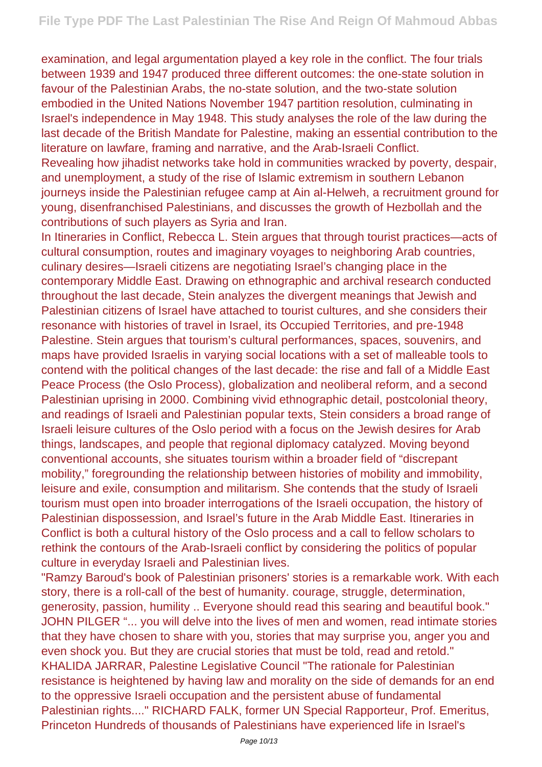examination, and legal argumentation played a key role in the conflict. The four trials between 1939 and 1947 produced three different outcomes: the one-state solution in favour of the Palestinian Arabs, the no-state solution, and the two-state solution embodied in the United Nations November 1947 partition resolution, culminating in Israel's independence in May 1948. This study analyses the role of the law during the last decade of the British Mandate for Palestine, making an essential contribution to the literature on lawfare, framing and narrative, and the Arab-Israeli Conflict.

Revealing how jihadist networks take hold in communities wracked by poverty, despair, and unemployment, a study of the rise of Islamic extremism in southern Lebanon journeys inside the Palestinian refugee camp at Ain al-Helweh, a recruitment ground for young, disenfranchised Palestinians, and discusses the growth of Hezbollah and the contributions of such players as Syria and Iran.

In Itineraries in Conflict, Rebecca L. Stein argues that through tourist practices—acts of cultural consumption, routes and imaginary voyages to neighboring Arab countries, culinary desires—Israeli citizens are negotiating Israel's changing place in the contemporary Middle East. Drawing on ethnographic and archival research conducted throughout the last decade, Stein analyzes the divergent meanings that Jewish and Palestinian citizens of Israel have attached to tourist cultures, and she considers their resonance with histories of travel in Israel, its Occupied Territories, and pre-1948 Palestine. Stein argues that tourism's cultural performances, spaces, souvenirs, and maps have provided Israelis in varying social locations with a set of malleable tools to contend with the political changes of the last decade: the rise and fall of a Middle East Peace Process (the Oslo Process), globalization and neoliberal reform, and a second Palestinian uprising in 2000. Combining vivid ethnographic detail, postcolonial theory, and readings of Israeli and Palestinian popular texts, Stein considers a broad range of Israeli leisure cultures of the Oslo period with a focus on the Jewish desires for Arab things, landscapes, and people that regional diplomacy catalyzed. Moving beyond conventional accounts, she situates tourism within a broader field of "discrepant mobility," foregrounding the relationship between histories of mobility and immobility, leisure and exile, consumption and militarism. She contends that the study of Israeli tourism must open into broader interrogations of the Israeli occupation, the history of Palestinian dispossession, and Israel's future in the Arab Middle East. Itineraries in Conflict is both a cultural history of the Oslo process and a call to fellow scholars to rethink the contours of the Arab-Israeli conflict by considering the politics of popular culture in everyday Israeli and Palestinian lives.

"Ramzy Baroud's book of Palestinian prisoners' stories is a remarkable work. With each story, there is a roll-call of the best of humanity. courage, struggle, determination, generosity, passion, humility .. Everyone should read this searing and beautiful book." JOHN PILGER "... you will delve into the lives of men and women, read intimate stories that they have chosen to share with you, stories that may surprise you, anger you and even shock you. But they are crucial stories that must be told, read and retold." KHALIDA JARRAR, Palestine Legislative Council "The rationale for Palestinian resistance is heightened by having law and morality on the side of demands for an end to the oppressive Israeli occupation and the persistent abuse of fundamental Palestinian rights...." RICHARD FALK, former UN Special Rapporteur, Prof. Emeritus, Princeton Hundreds of thousands of Palestinians have experienced life in Israel's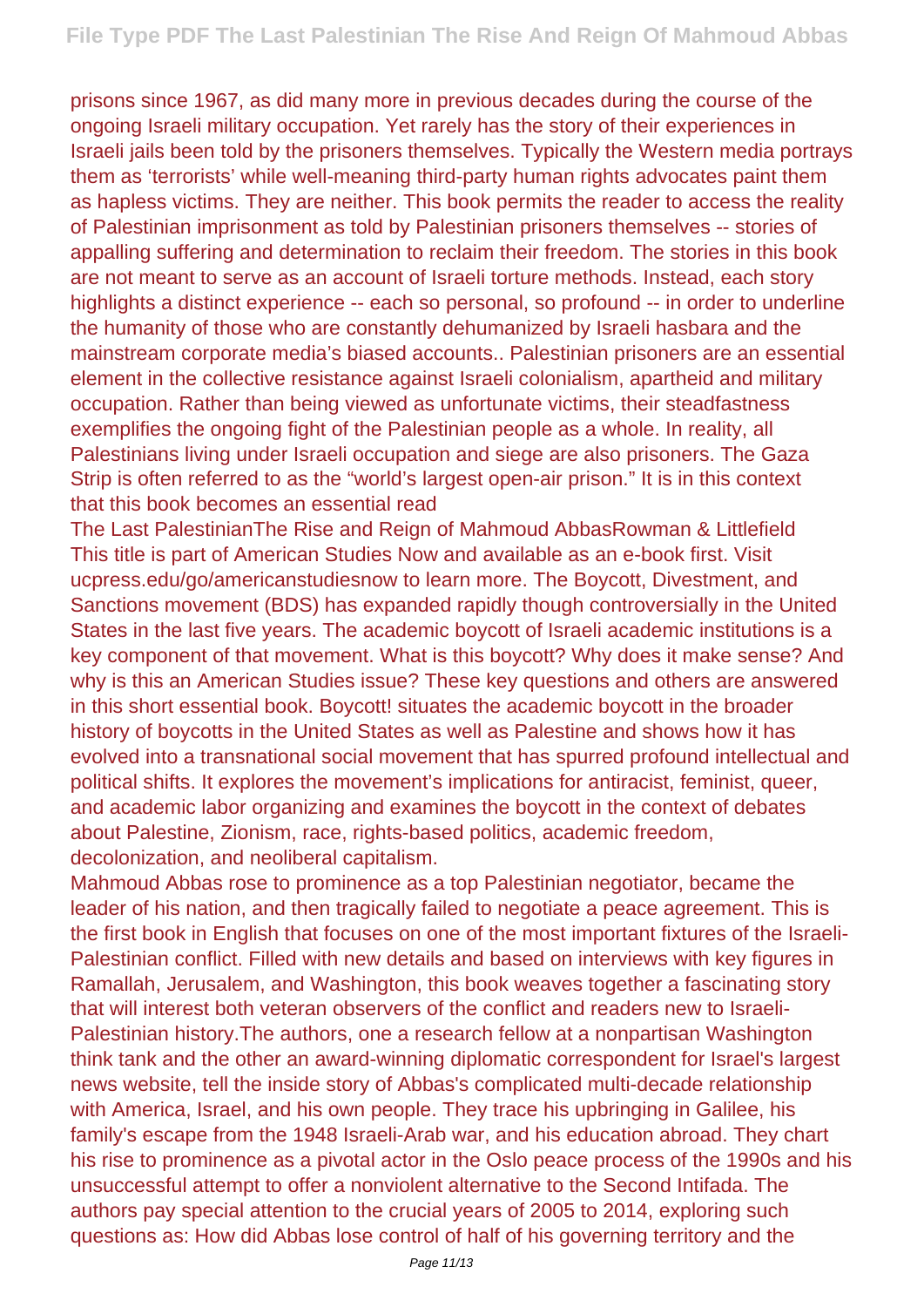prisons since 1967, as did many more in previous decades during the course of the ongoing Israeli military occupation. Yet rarely has the story of their experiences in Israeli jails been told by the prisoners themselves. Typically the Western media portrays them as 'terrorists' while well-meaning third-party human rights advocates paint them as hapless victims. They are neither. This book permits the reader to access the reality of Palestinian imprisonment as told by Palestinian prisoners themselves -- stories of appalling suffering and determination to reclaim their freedom. The stories in this book are not meant to serve as an account of Israeli torture methods. Instead, each story highlights a distinct experience -- each so personal, so profound -- in order to underline the humanity of those who are constantly dehumanized by Israeli hasbara and the mainstream corporate media's biased accounts.. Palestinian prisoners are an essential element in the collective resistance against Israeli colonialism, apartheid and military occupation. Rather than being viewed as unfortunate victims, their steadfastness exemplifies the ongoing fight of the Palestinian people as a whole. In reality, all Palestinians living under Israeli occupation and siege are also prisoners. The Gaza Strip is often referred to as the "world's largest open-air prison." It is in this context that this book becomes an essential read

The Last PalestinianThe Rise and Reign of Mahmoud AbbasRowman & Littlefield

This title is part of American Studies Now and available as an e-book first. Visit ucpress.edu/go/americanstudiesnow to learn more. The Boycott, Divestment, and Sanctions movement (BDS) has expanded rapidly though controversially in the United States in the last five years. The academic boycott of Israeli academic institutions is a key component of that movement. What is this boycott? Why does it make sense? And why is this an American Studies issue? These key questions and others are answered in this short essential book. Boycott! situates the academic boycott in the broader history of boycotts in the United States as well as Palestine and shows how it has evolved into a transnational social movement that has spurred profound intellectual and political shifts. It explores the movement's implications for antiracist, feminist, queer, and academic labor organizing and examines the boycott in the context of debates about Palestine, Zionism, race, rights-based politics, academic freedom, decolonization, and neoliberal capitalism.

Mahmoud Abbas rose to prominence as a top Palestinian negotiator, became the leader of his nation, and then tragically failed to negotiate a peace agreement. This is the first book in English that focuses on one of the most important fixtures of the Israeli-Palestinian conflict. Filled with new details and based on interviews with key figures in Ramallah, Jerusalem, and Washington, this book weaves together a fascinating story that will interest both veteran observers of the conflict and readers new to Israeli-Palestinian history.The authors, one a research fellow at a nonpartisan Washington think tank and the other an award-winning diplomatic correspondent for Israel's largest news website, tell the inside story of Abbas's complicated multi-decade relationship with America, Israel, and his own people. They trace his upbringing in Galilee, his family's escape from the 1948 Israeli-Arab war, and his education abroad. They chart his rise to prominence as a pivotal actor in the Oslo peace process of the 1990s and his unsuccessful attempt to offer a nonviolent alternative to the Second Intifada. The authors pay special attention to the crucial years of 2005 to 2014, exploring such questions as: How did Abbas lose control of half of his governing territory and the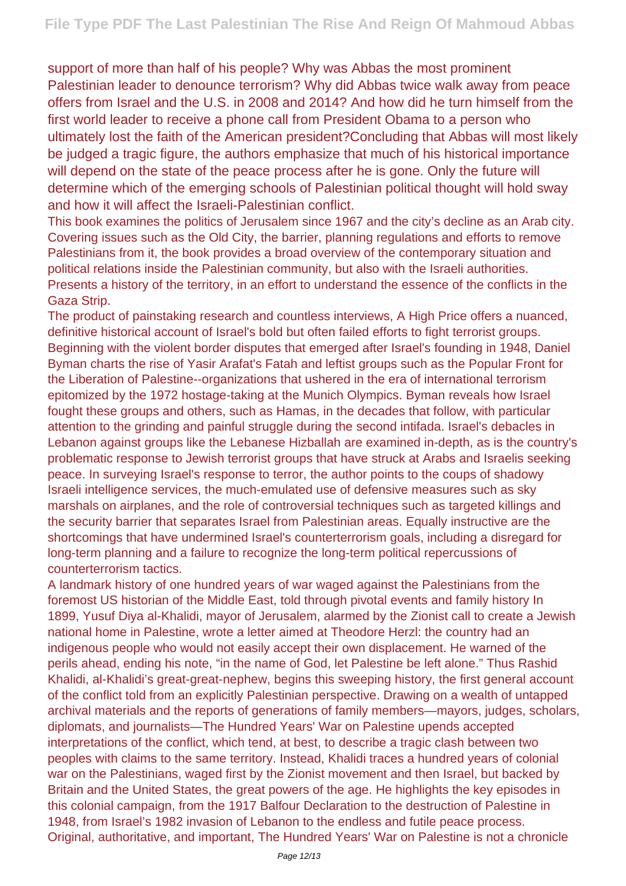support of more than half of his people? Why was Abbas the most prominent Palestinian leader to denounce terrorism? Why did Abbas twice walk away from peace offers from Israel and the U.S. in 2008 and 2014? And how did he turn himself from the first world leader to receive a phone call from President Obama to a person who ultimately lost the faith of the American president?Concluding that Abbas will most likely be judged a tragic figure, the authors emphasize that much of his historical importance will depend on the state of the peace process after he is gone. Only the future will determine which of the emerging schools of Palestinian political thought will hold sway and how it will affect the Israeli-Palestinian conflict.

This book examines the politics of Jerusalem since 1967 and the city's decline as an Arab city. Covering issues such as the Old City, the barrier, planning regulations and efforts to remove Palestinians from it, the book provides a broad overview of the contemporary situation and political relations inside the Palestinian community, but also with the Israeli authorities.

Presents a history of the territory, in an effort to understand the essence of the conflicts in the Gaza Strip.

The product of painstaking research and countless interviews, A High Price offers a nuanced, definitive historical account of Israel's bold but often failed efforts to fight terrorist groups. Beginning with the violent border disputes that emerged after Israel's founding in 1948, Daniel Byman charts the rise of Yasir Arafat's Fatah and leftist groups such as the Popular Front for the Liberation of Palestine--organizations that ushered in the era of international terrorism epitomized by the 1972 hostage-taking at the Munich Olympics. Byman reveals how Israel fought these groups and others, such as Hamas, in the decades that follow, with particular attention to the grinding and painful struggle during the second intifada. Israel's debacles in Lebanon against groups like the Lebanese Hizballah are examined in-depth, as is the country's problematic response to Jewish terrorist groups that have struck at Arabs and Israelis seeking peace. In surveying Israel's response to terror, the author points to the coups of shadowy Israeli intelligence services, the much-emulated use of defensive measures such as sky marshals on airplanes, and the role of controversial techniques such as targeted killings and the security barrier that separates Israel from Palestinian areas. Equally instructive are the shortcomings that have undermined Israel's counterterrorism goals, including a disregard for long-term planning and a failure to recognize the long-term political repercussions of counterterrorism tactics.

A landmark history of one hundred years of war waged against the Palestinians from the foremost US historian of the Middle East, told through pivotal events and family history In 1899, Yusuf Diya al-Khalidi, mayor of Jerusalem, alarmed by the Zionist call to create a Jewish national home in Palestine, wrote a letter aimed at Theodore Herzl: the country had an indigenous people who would not easily accept their own displacement. He warned of the perils ahead, ending his note, "in the name of God, let Palestine be left alone." Thus Rashid Khalidi, al-Khalidi's great-great-nephew, begins this sweeping history, the first general account of the conflict told from an explicitly Palestinian perspective. Drawing on a wealth of untapped archival materials and the reports of generations of family members—mayors, judges, scholars, diplomats, and journalists—The Hundred Years' War on Palestine upends accepted interpretations of the conflict, which tend, at best, to describe a tragic clash between two peoples with claims to the same territory. Instead, Khalidi traces a hundred years of colonial war on the Palestinians, waged first by the Zionist movement and then Israel, but backed by Britain and the United States, the great powers of the age. He highlights the key episodes in this colonial campaign, from the 1917 Balfour Declaration to the destruction of Palestine in 1948, from Israel's 1982 invasion of Lebanon to the endless and futile peace process. Original, authoritative, and important, The Hundred Years' War on Palestine is not a chronicle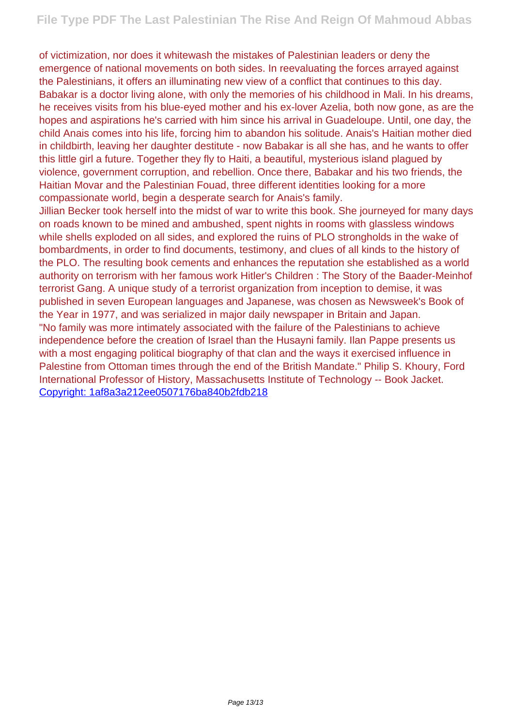of victimization, nor does it whitewash the mistakes of Palestinian leaders or deny the emergence of national movements on both sides. In reevaluating the forces arrayed against the Palestinians, it offers an illuminating new view of a conflict that continues to this day.

Babakar is a doctor living alone, with only the memories of his childhood in Mali. In his dreams, he receives visits from his blue-eyed mother and his ex-lover Azelia, both now gone, as are the hopes and aspirations he's carried with him since his arrival in Guadeloupe. Until, one day, the child Anais comes into his life, forcing him to abandon his solitude. Anais's Haitian mother died in childbirth, leaving her daughter destitute - now Babakar is all she has, and he wants to offer this little girl a future. Together they fly to Haiti, a beautiful, mysterious island plagued by violence, government corruption, and rebellion. Once there, Babakar and his two friends, the Haitian Movar and the Palestinian Fouad, three different identities looking for a more compassionate world, begin a desperate search for Anais's family.

Jillian Becker took herself into the midst of war to write this book. She journeyed for many days on roads known to be mined and ambushed, spent nights in rooms with glassless windows while shells exploded on all sides, and explored the ruins of PLO strongholds in the wake of bombardments, in order to find documents, testimony, and clues of all kinds to the history of the PLO. The resulting book cements and enhances the reputation she established as a world authority on terrorism with her famous work Hitler's Children : The Story of the Baader-Meinhof terrorist Gang. A unique study of a terrorist organization from inception to demise, it was published in seven European languages and Japanese, was chosen as Newsweek's Book of the Year in 1977, and was serialized in major daily newspaper in Britain and Japan.

"No family was more intimately associated with the failure of the Palestinians to achieve independence before the creation of Israel than the Husayni family. Ilan Pappe presents us with a most engaging political biography of that clan and the ways it exercised influence in Palestine from Ottoman times through the end of the British Mandate." Philip S. Khoury, Ford International Professor of History, Massachusetts Institute of Technology -- Book Jacket.

Copyright: 1af8a3a212ee0507176ba840b2fdb218